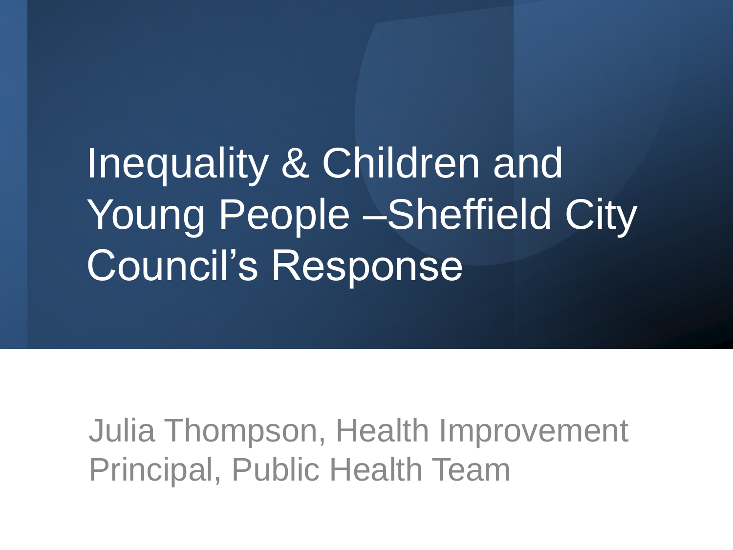# Inequality & Children and Young People –Sheffield City Council's Response

Julia Thompson, Health Improvement Principal, Public Health Team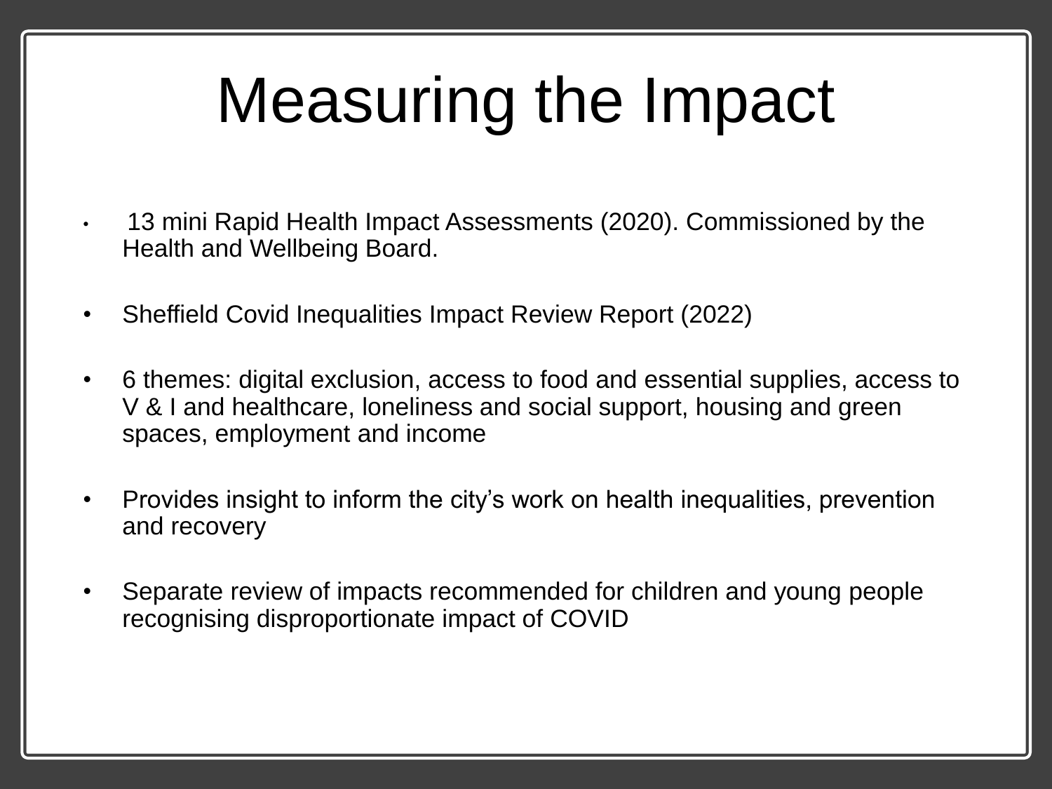# Measuring the Impact

- 13 mini Rapid Health Impact Assessments (2020). Commissioned by the Health and Wellbeing Board.
- Sheffield Covid Inequalities Impact Review Report (2022)
- 6 themes: digital exclusion, access to food and essential supplies, access to V & I and healthcare, loneliness and social support, housing and green spaces, employment and income
- Provides insight to inform the city's work on health inequalities, prevention and recovery
- Separate review of impacts recommended for children and young people recognising disproportionate impact of COVID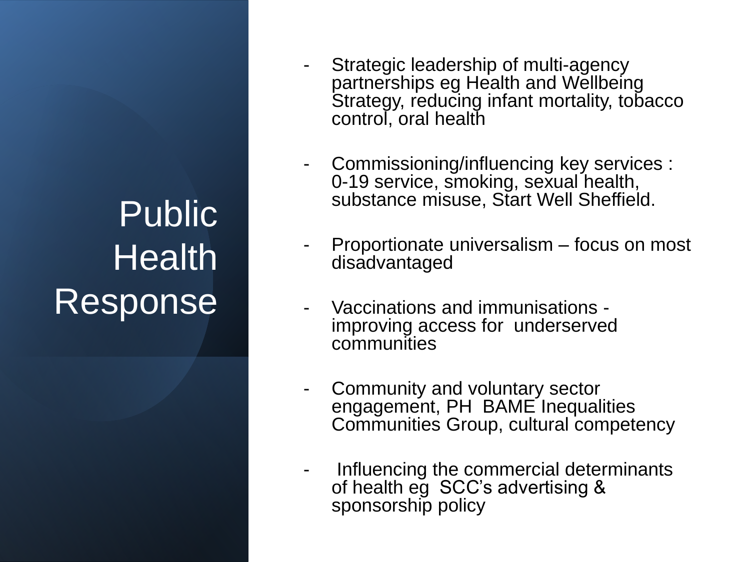# Public Health Response

- Strategic leadership of multi-agency partnerships eg Health and Wellbeing Strategy, reducing infant mortality, tobacco control, oral health

- Commissioning/influencing key services : 0-19 service, smoking, sexual health, substance misuse, Start Well Sheffield.

- Proportionate universalism – focus on most disadvantaged

- Vaccinations and immunisations - improving access for underserved communities

- Community and voluntary sector engagement, PH BAME Inequalities Communities Group, cultural competency

- Influencing the commercial determinants of health eg SCC's advertising & sponsorship policy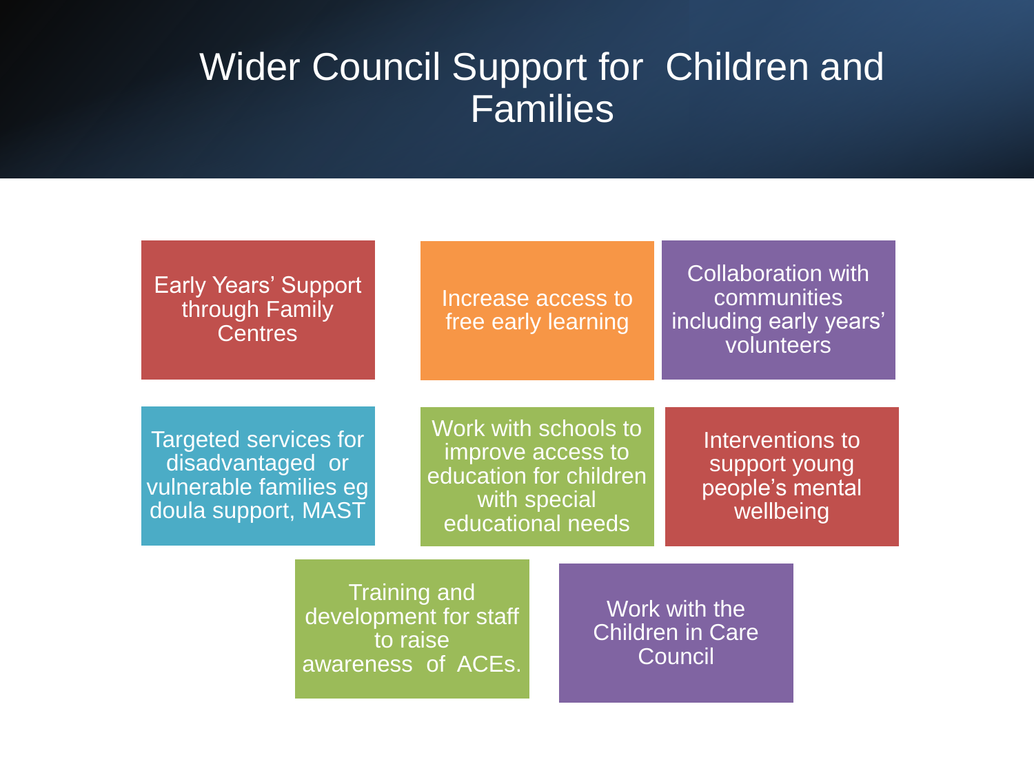# Wider Council Support for Children and Families

- Early Years' Support through Family Centres
- Increase access to free early learning
- Collaboration with communities including early years' volunteers
- Targeted services for disadvantaged or vulnerable families eg doula support, MAST
- Work with schools to improve access to education for children with special educational needs
- Interventions to support young people's mental wellbeing
- Training and development for staff to raise awareness of ACEs.
- Work with the Children in Care Council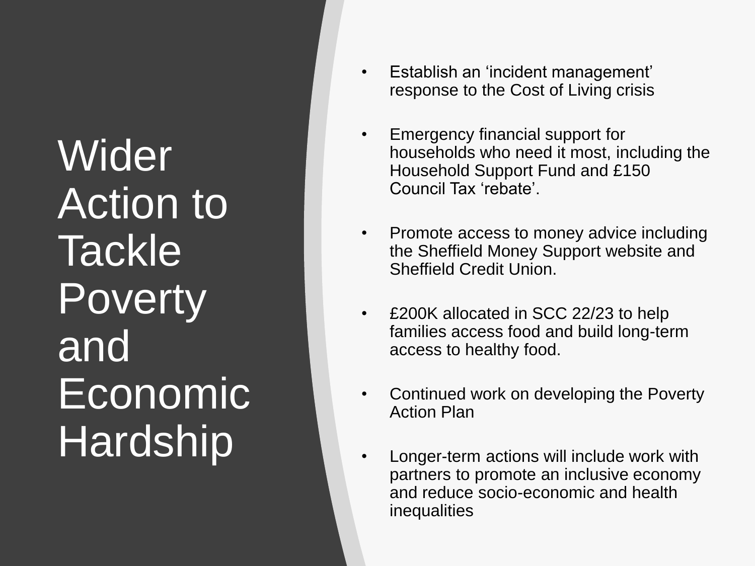# Wider Action to Tackle Poverty and Economic Hardship

- Establish an ‘incident management’ response to the Cost of Living crisis
- Emergency financial support for households who need it most, including the Household Support Fund and £150 Council Tax ‘rebate’.
- Promote access to money advice including the Sheffield Money Support website and Sheffield Credit Union.
- £200K allocated in SCC 22/23 to help families access food and build long-term access to healthy food.
- Continued work on developing the Poverty Action Plan
- Longer-term actions will include work with partners to promote an inclusive economy and reduce socio-economic and health inequalities